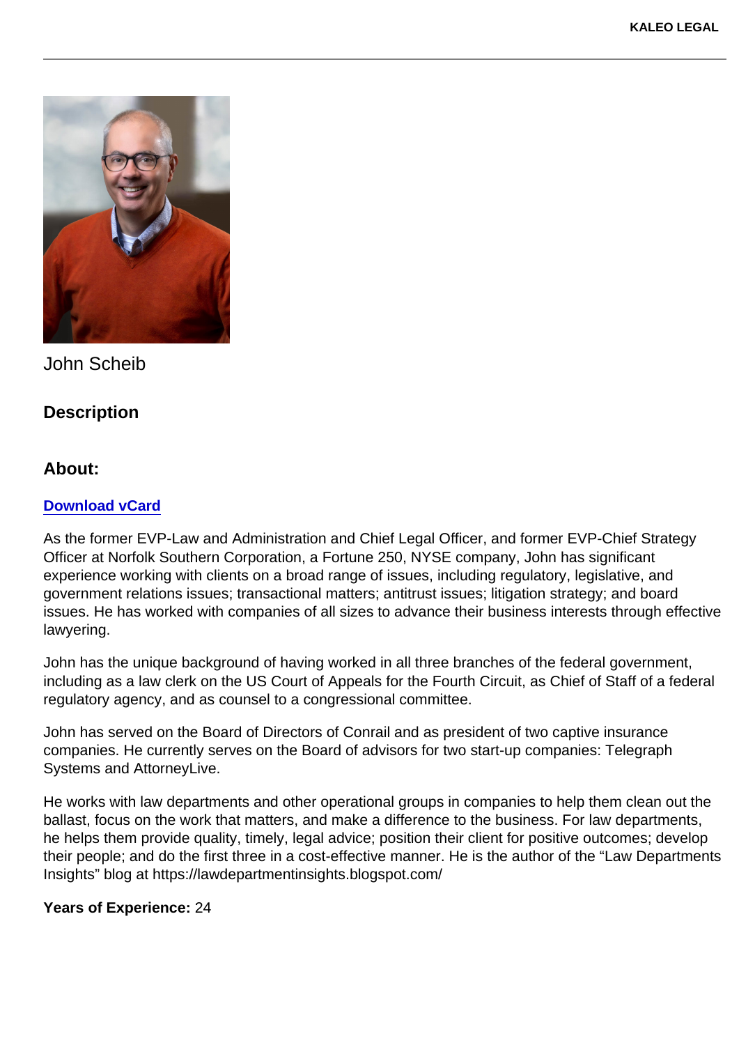John Scheib

## Description

## About:

**[Download vCard]**

As the former EVP-Law and Administration and Chief Legal Officer, and former EVP-Chief Strategy Officer at Norfolk Southern Corporation, a Fortune 250, NYSE company, John has significant experience working with clients on a broad range of issues, including regulatory, legislative, and government relations issues; transactional matters; antitrust issues; litigation strategy; and board issues. He has worked with companies of all sizes to advance their business interests through effective lawyering.

John has the unique background of having worked in all three branches of the federal government, including as a law clerk on the US Court of Appeals for the Fourth Circuit, as Chief of Staff of a federal regulatory agency, and as counsel to a congressional committee.

John has served on the Board of Directors of Conrail and as president of two captive insurance companies. He currently serves on the Board of advisors for two start-up companies: Telegraph Systems and AttorneyLive.

He works with law departments and other operational groups in companies to help them clean out the ballast, focus on the work that matters, and make a difference to the business. For law departments, he helps them provide quality, timely, legal advice; position their client for positive outcomes; develop their people; and do the first three in a cost-effective manner. He is the author of the "Law Departments Insights" blog at https://lawdepartmentinsights.blogspot.com/

**Years of Experience:** 24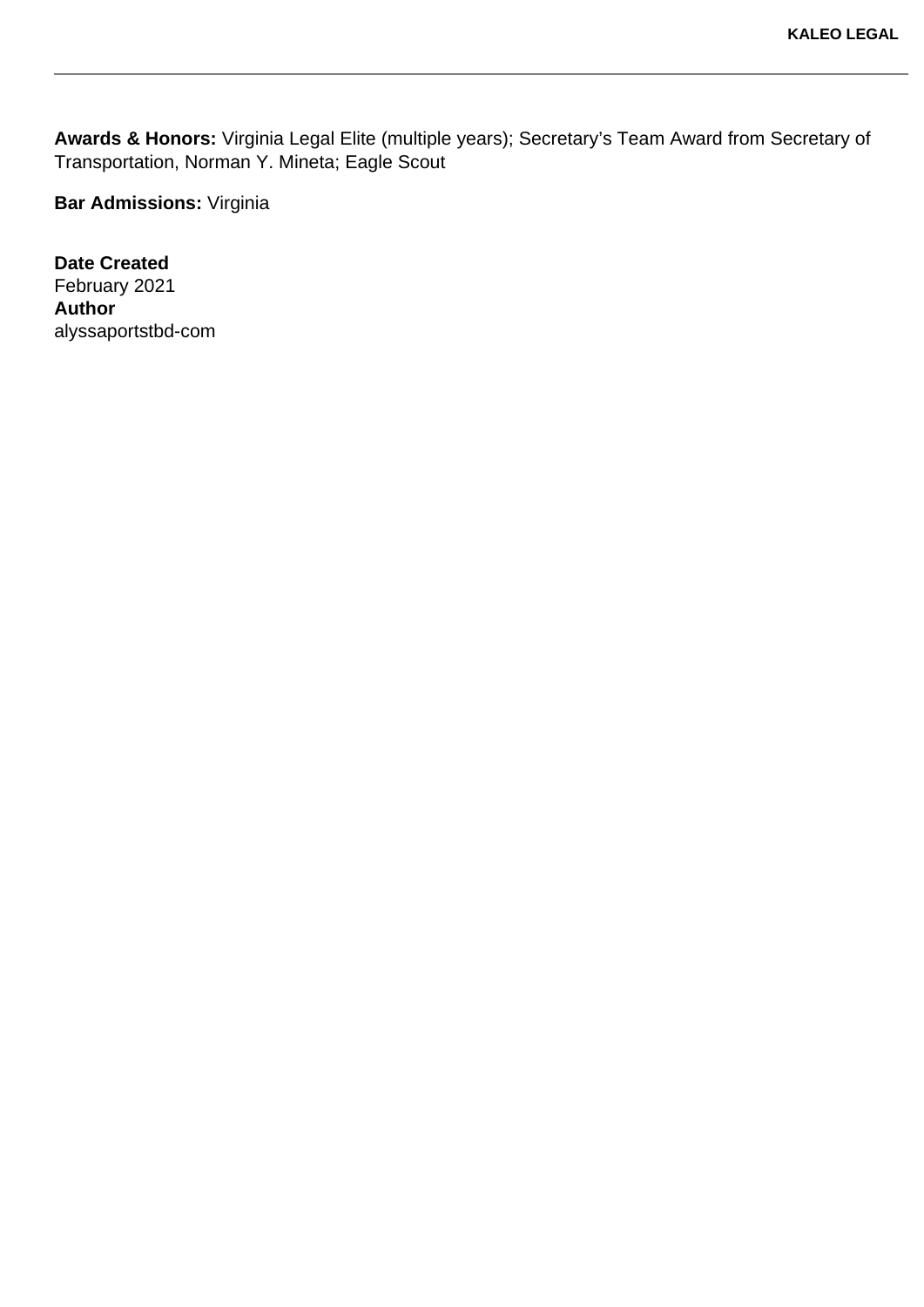**Awards & Honors:** Virginia Legal Elite (multiple years); Secretary's Team Award from Secretary of Transportation, Norman Y. Mineta; Eagle Scout

**Bar Admissions:** Virginia

**Date Created**
February 2021
**Author**
alyssaportstbd-com